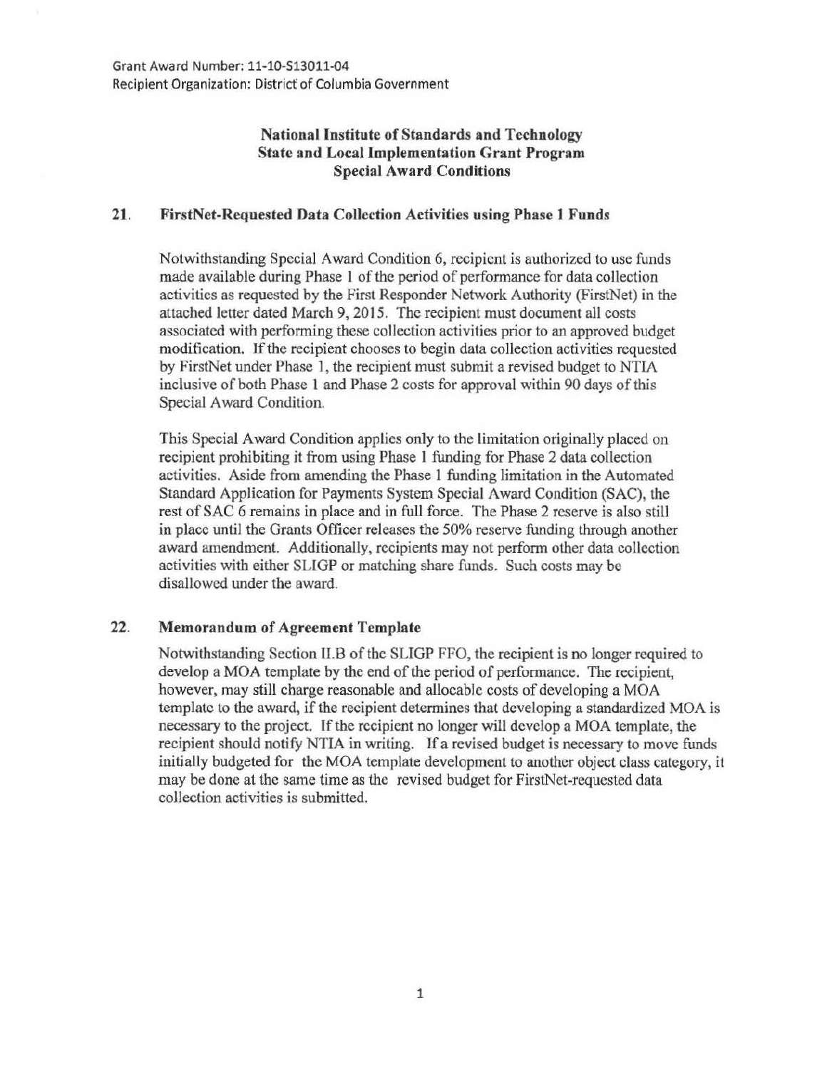Grant Award Number: 11-10-S13011-04
Recipient Organization: District of Columbia Government

**National Institute of Standards and Technology**
**State and Local Implementation Grant Program**
**Special Award Conditions**

## 21. FirstNet-Requested Data Collection Activities using Phase 1 Funds

Notwithstanding Special Award Condition 6, recipient is authorized to use funds made available during Phase 1 of the period of performance for data collection activities as requested by the First Responder Network Authority (FirstNet) in the attached letter dated March 9, 2015. The recipient must document all costs associated with performing these collection activities prior to an approved budget modification. If the recipient chooses to begin data collection activities requested by FirstNet under Phase 1, the recipient must submit a revised budget to NTIA inclusive of both Phase 1 and Phase 2 costs for approval within 90 days of this Special Award Condition.

This Special Award Condition applies only to the limitation originally placed on recipient prohibiting it from using Phase 1 funding for Phase 2 data collection activities. Aside from amending the Phase 1 funding limitation in the Automated Standard Application for Payments System Special Award Condition (SAC), the rest of SAC 6 remains in place and in full force. The Phase 2 reserve is also still in place until the Grants Officer releases the 50% reserve funding through another award amendment. Additionally, recipients may not perform other data collection activities with either SLIGP or matching share funds. Such costs may be disallowed under the award.

## 22. Memorandum of Agreement Template

Notwithstanding Section II.B of the SLIGP FFO, the recipient is no longer required to develop a MOA template by the end of the period of performance. The recipient, however, may still charge reasonable and allocable costs of developing a MOA template to the award, if the recipient determines that developing a standardized MOA is necessary to the project. If the recipient no longer will develop a MOA template, the recipient should notify NTIA in writing. If a revised budget is necessary to move funds initially budgeted for the MOA template development to another object class category, it may be done at the same time as the revised budget for FirstNet-requested data collection activities is submitted.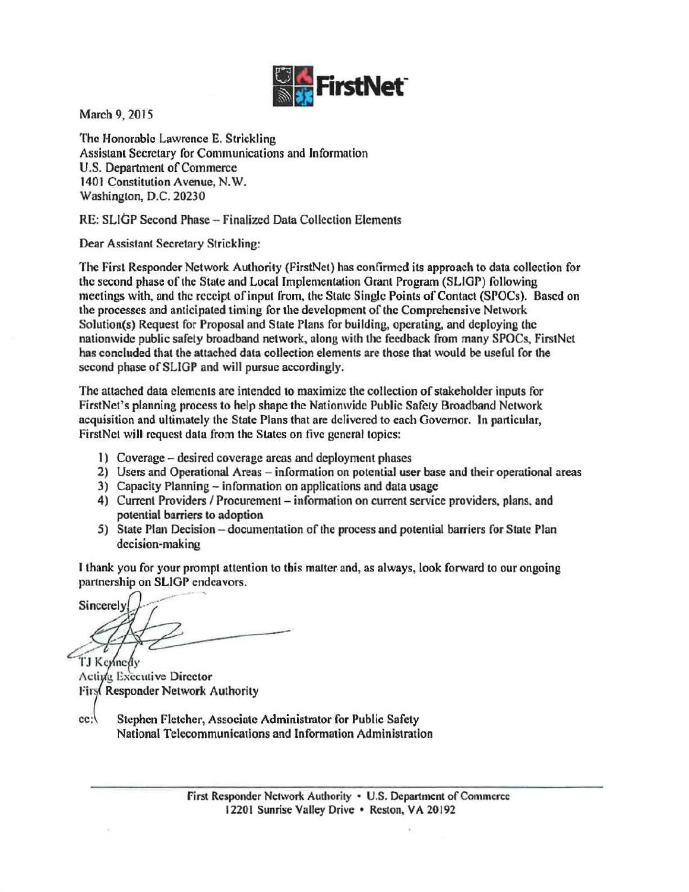March 9, 2015

The Honorable Lawrence E. Strickling
Assistant Secretary for Communications and Information
U.S. Department of Commerce
1401 Constitution Avenue, N.W.
Washington, D.C. 20230

RE: SLIGP Second Phase – Finalized Data Collection Elements

Dear Assistant Secretary Strickling:

The First Responder Network Authority (FirstNet) has confirmed its approach to data collection for the second phase of the State and Local Implementation Grant Program (SLIGP) following meetings with, and the receipt of input from, the State Single Points of Contact (SPOCs). Based on the processes and anticipated timing for the development of the Comprehensive Network Solution(s) Request for Proposal and State Plans for building, operating, and deploying the nationwide public safety broadband network, along with the feedback from many SPOCs, FirstNet has concluded that the attached data collection elements are those that would be useful for the second phase of SLIGP and will pursue accordingly.

The attached data elements are intended to maximize the collection of stakeholder inputs for FirstNet's planning process to help shape the Nationwide Public Safety Broadband Network acquisition and ultimately the State Plans that are delivered to each Governor. In particular, FirstNet will request data from the States on five general topics:

1) Coverage – desired coverage areas and deployment phases
2) Users and Operational Areas – information on potential user base and their operational areas
3) Capacity Planning – information on applications and data usage
4) Current Providers / Procurement – information on current service providers, plans, and potential barriers to adoption
5) State Plan Decision – documentation of the process and potential barriers for State Plan decision-making

I thank you for your prompt attention to this matter and, as always, look forward to our ongoing partnership on SLIGP endeavors.

Sincerely,

TJ Kennedy
Acting Executive Director
First Responder Network Authority

cc: Stephen Fletcher, Associate Administrator for Public Safety
National Telecommunications and Information Administration

First Responder Network Authority • U.S. Department of Commerce
12201 Sunrise Valley Drive • Reston, VA 20192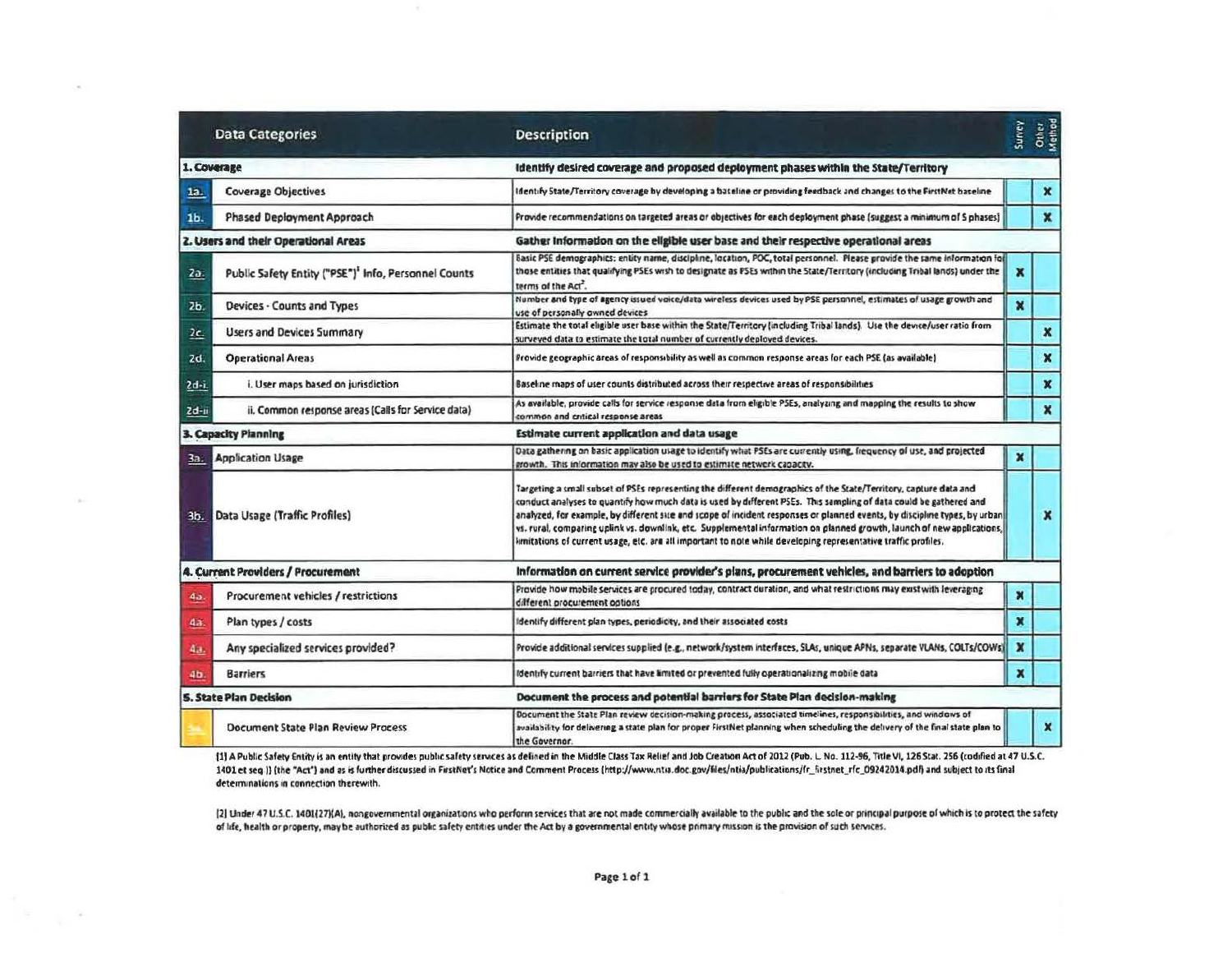| | Data Categories | Description | Survey | Other Method |
|---|---|---|---|---|
| **1. Coverage** | | **Identify desired coverage and proposed deployment phases within the State/Territory** | | |
| 1a. | Coverage Objectives | Identify State/Territory coverage by developing a baseline or providing feedback and changes to the FirstNet baseline | | X |
| 1b. | Phased Deployment Approach | Provide recommendations on targeted areas or objectives for each deployment phase (suggest a minimum of 5 phases) | | X |
| **2. Users and their Operational Areas** | | **Gather information on the eligible user base and their respective operational areas** | | |
| 2a. | Public Safety Entity ("PSE")[1] Info, Personnel Counts | Basic PSE demographics: entity name, discipline, location, POC, total personnel. Please provide the same information for those entities that qualifying PSEs wish to designate as PSEs within the State/Territory (including Tribal lands) under the terms of the Act[2]. | X | |
| 2b. | Devices - Counts and Types | Number and type of agency issued voice/data wireless devices used by PSE personnel, estimates of usage growth and use of personally owned devices | X | |
| 2c. | Users and Devices Summary | Estimate the total eligible user base within the State/Territory (including Tribal lands). Use the device/user ratio from surveyed data to estimate the total number of currently deployed devices. | | X |
| 2d. | Operational Areas | Provide geographic areas of responsibility as well as common response areas for each PSE (as available) | | X |
| 2d-i. | i. User maps based on jurisdiction | Baseline maps of user counts distributed across their respective areas of responsibilities | | X |
| 2d-ii. | ii. Common response areas (Calls for Service data) | As available, provide calls for service response data from eligible PSEs, analyzing and mapping the results to show common and critical response areas | | X |
| **3. Capacity Planning** | | **Estimate current application and data usage** | | |
| 3a. | Application Usage | Data gathering on basic application usage to identify what PSEs are currently using, frequency of use, and projected growth. This information may also be used to estimate network capacity. | X | |
| 3b. | Data Usage (Traffic Profiles) | Targeting a small subset of PSEs representing the different demographics of the State/Territory, capture data and conduct analyses to quantify how much data is used by different PSEs. This sampling of data could be gathered and analyzed, for example, by different size and scope of incident responses or planned events, by discipline types, by urban vs. rural, comparing uplink vs. downlink, etc. Supplemental information on planned growth, launch of new applications, limitations of current usage, etc. are all important to note while developing representative traffic profiles. | | X |
| **4. Current Providers / Procurement** | | **Information on current service provider's plans, procurement vehicles, and barriers to adoption** | | |
| 4a. | Procurement vehicles / restrictions | Provide how mobile services are procured today, contract duration, and what restrictions may exist with leveraging different procurement options | X | |
| 4a. | Plan types / costs | Identify different plan types, periodicity, and their associated costs | X | |
| 4a. | Any specialized services provided? | Provide additional services supplied (e.g., network/system interfaces, SLAs, unique APNs, separate VLANs, COLTs/COWs) | X | |
| 4b. | Barriers | Identify current barriers that have limited or prevented fully operationalizing mobile data | X | |
| **5. State Plan Decision** | | **Document the process and potential barriers for State Plan decision-making** | | |
| 5a. | Document State Plan Review Process | Document the State Plan review decision-making process, associated timelines, responsibilities, and windows of availability for delivering a state plan for proper FirstNet planning when scheduling the delivery of the final state plan to the Governor. | | X |

[1] A Public Safety Entity is an entity that provides public safety services as defined in the Middle Class Tax Relief and Job Creation Act of 2012 (Pub. L. No. 112-96, Title VI, 126 Stat. 256 (codified at 47 U.S.C. 1401 et seq.)) (the "Act") and as is further discussed in FirstNet's Notice and Comment Process (http://www.ntia.doc.gov/files/ntia/publications/fr_firstnet_rfc_09242014.pdf) and subject to its final determinations in connection therewith.

[2] Under 47 U.S.C. 1401(27)(A), nongovernmental organizations who perform services that are not made commercially available to the public and the sole or principal purpose of which is to protect the safety of life, health or property, may be authorized as public safety entities under the Act by a governmental entity whose primary mission is the provision of such services.